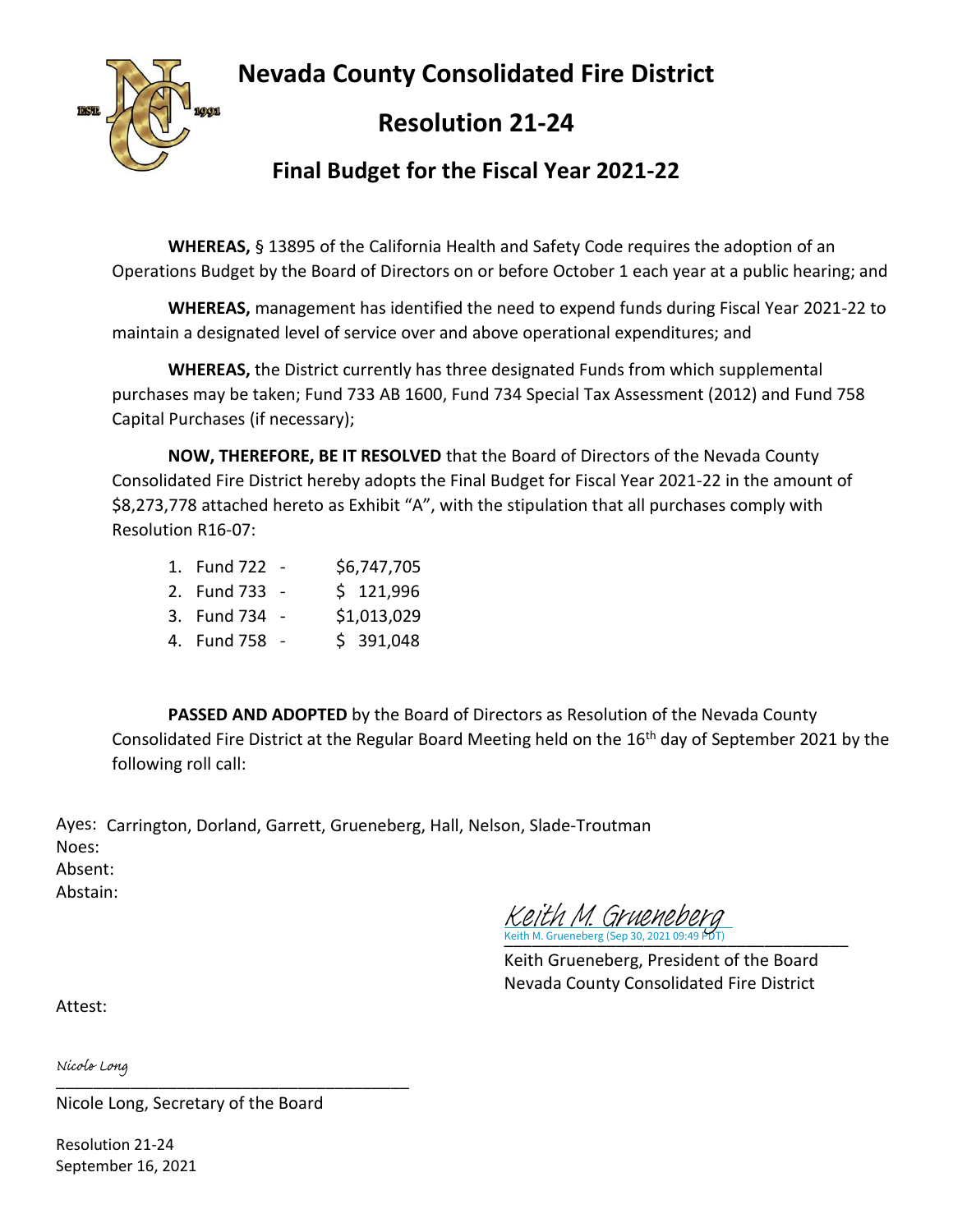# Nevada County Consolidated Fire District

## Resolution 21-24

### Final Budget for the Fiscal Year 2021-22

**WHEREAS,** § 13895 of the California Health and Safety Code requires the adoption of an Operations Budget by the Board of Directors on or before October 1 each year at a public hearing; and

**WHEREAS,** management has identified the need to expend funds during Fiscal Year 2021-22 to maintain a designated level of service over and above operational expenditures; and

**WHEREAS,** the District currently has three designated Funds from which supplemental purchases may be taken; Fund 733 AB 1600, Fund 734 Special Tax Assessment (2012) and Fund 758 Capital Purchases (if necessary);

**NOW, THEREFORE, BE IT RESOLVED** that the Board of Directors of the Nevada County Consolidated Fire District hereby adopts the Final Budget for Fiscal Year 2021-22 in the amount of $8,273,778 attached hereto as Exhibit "A", with the stipulation that all purchases comply with Resolution R16-07:

1. Fund 722 - $6,747,705
2. Fund 733 - $ 121,996
3. Fund 734 - $1,013,029
4. Fund 758 - $ 391,048

**PASSED AND ADOPTED** by the Board of Directors as Resolution of the Nevada County Consolidated Fire District at the Regular Board Meeting held on the 16th day of September 2021 by the following roll call:

Ayes: Carrington, Dorland, Garrett, Grueneberg, Hall, Nelson, Slade-Troutman
Noes:
Absent:
Abstain:

Keith M. Grueneberg
Keith M. Grueneberg (Sep 30, 2021 09:49 PDT)
\_\_\_\_\_\_\_\_\_\_\_\_\_\_\_\_\_\_\_\_\_\_\_\_\_\_\_\_\_\_\_\_\_\_\_\_\_\_\_\_
Keith Grueneberg, President of the Board
Nevada County Consolidated Fire District

Attest:

Nicole Long
\_\_\_\_\_\_\_\_\_\_\_\_\_\_\_\_\_\_\_\_\_\_\_\_\_\_\_\_\_\_\_\_\_\_\_\_\_\_\_\_
Nicole Long, Secretary of the Board

Resolution 21-24
September 16, 2021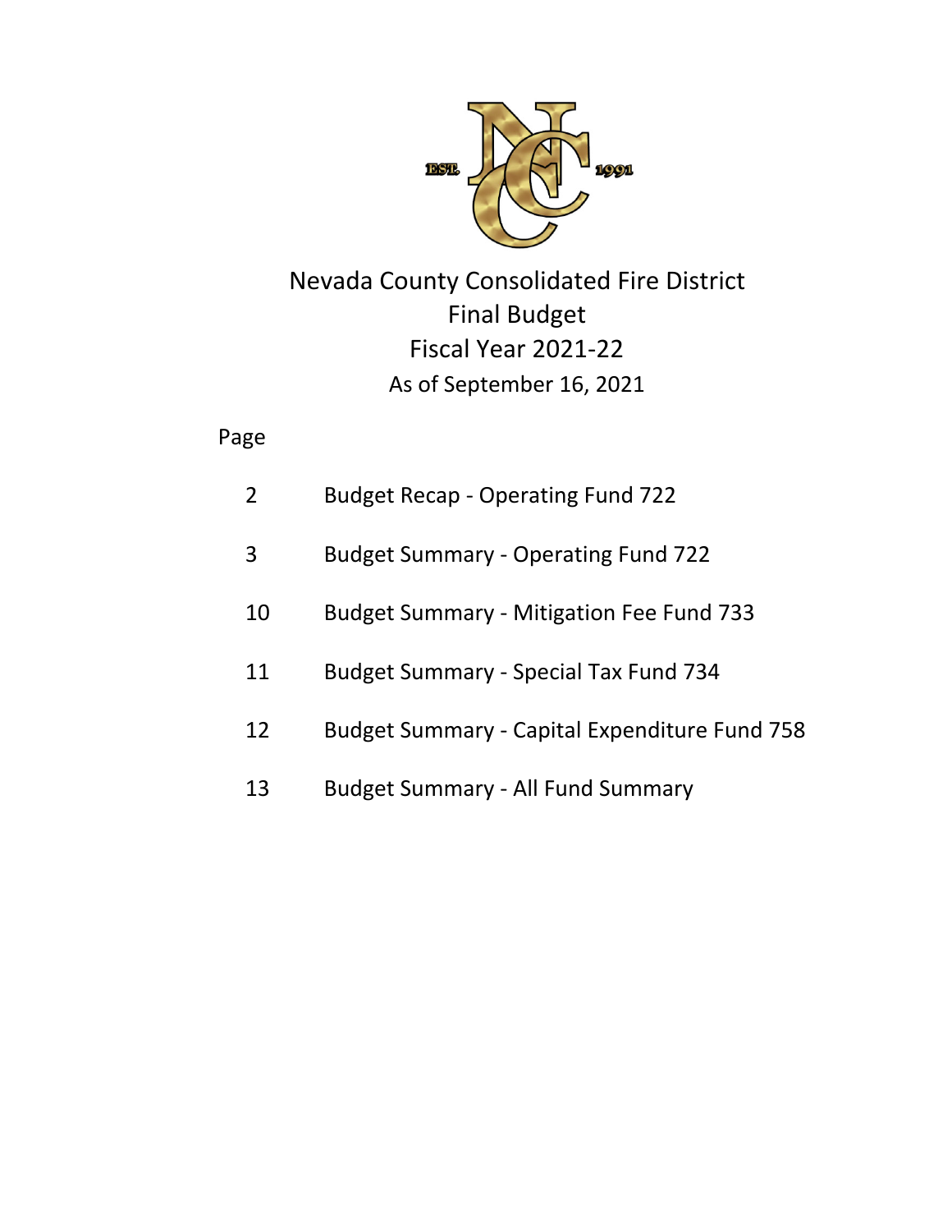EST. 1991

# Nevada County Consolidated Fire District

## Final Budget

## Fiscal Year 2021-22

As of September 16, 2021

| Page | |
|---|---|
| 2 | Budget Recap - Operating Fund 722 |
| 3 | Budget Summary - Operating Fund 722 |
| 10 | Budget Summary - Mitigation Fee Fund 733 |
| 11 | Budget Summary - Special Tax Fund 734 |
| 12 | Budget Summary - Capital Expenditure Fund 758 |
| 13 | Budget Summary - All Fund Summary |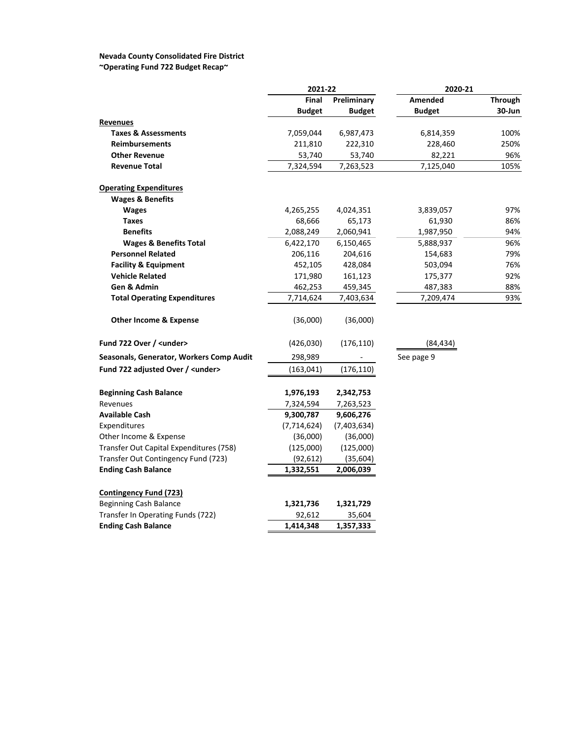**Nevada County Consolidated Fire District**
**~Operating Fund 722 Budget Recap~**

| | 2021-22 | | 2020-21 | |
|---|---|---|---|---|
| | Final Budget | Preliminary Budget | Amended Budget | Through 30-Jun |
| **Revenues** | | | | |
| **Taxes & Assessments** | 7,059,044 | 6,987,473 | 6,814,359 | 100% |
| **Reimbursements** | 211,810 | 222,310 | 228,460 | 250% |
| **Other Revenue** | 53,740 | 53,740 | 82,221 | 96% |
| **Revenue Total** | 7,324,594 | 7,263,523 | 7,125,040 | 105% |
| | | | | |
| **Operating Expenditures** | | | | |
| **Wages & Benefits** | | | | |
| **Wages** | 4,265,255 | 4,024,351 | 3,839,057 | 97% |
| **Taxes** | 68,666 | 65,173 | 61,930 | 86% |
| **Benefits** | 2,088,249 | 2,060,941 | 1,987,950 | 94% |
| **Wages & Benefits Total** | 6,422,170 | 6,150,465 | 5,888,937 | 96% |
| **Personnel Related** | 206,116 | 204,616 | 154,683 | 79% |
| **Facility & Equipment** | 452,105 | 428,084 | 503,094 | 76% |
| **Vehicle Related** | 171,980 | 161,123 | 175,377 | 92% |
| **Gen & Admin** | 462,253 | 459,345 | 487,383 | 88% |
| **Total Operating Expenditures** | 7,714,624 | 7,403,634 | 7,209,474 | 93% |
| | | | | |
| **Other Income & Expense** | (36,000) | (36,000) | | |
| | | | | |
| **Fund 722 Over / <under>** | (426,030) | (176,110) | (84,434) | |
| **Seasonals, Generator, Workers Comp Audit** | 298,989 | - | See page 9 | |
| **Fund 722 adjusted Over / <under>** | (163,041) | (176,110) | | |
| | | | | |
| **Beginning Cash Balance** | **1,976,193** | **2,342,753** | | |
| Revenues | 7,324,594 | 7,263,523 | | |
| **Available Cash** | **9,300,787** | **9,606,276** | | |
| Expenditures | (7,714,624) | (7,403,634) | | |
| Other Income & Expense | (36,000) | (36,000) | | |
| Transfer Out Capital Expenditures (758) | (125,000) | (125,000) | | |
| Transfer Out Contingency Fund (723) | (92,612) | (35,604) | | |
| **Ending Cash Balance** | **1,332,551** | **2,006,039** | | |
| | | | | |
| **Contingency Fund (723)** | | | | |
| Beginning Cash Balance | **1,321,736** | **1,321,729** | | |
| Transfer In Operating Funds (722) | 92,612 | 35,604 | | |
| **Ending Cash Balance** | **1,414,348** | **1,357,333** | | |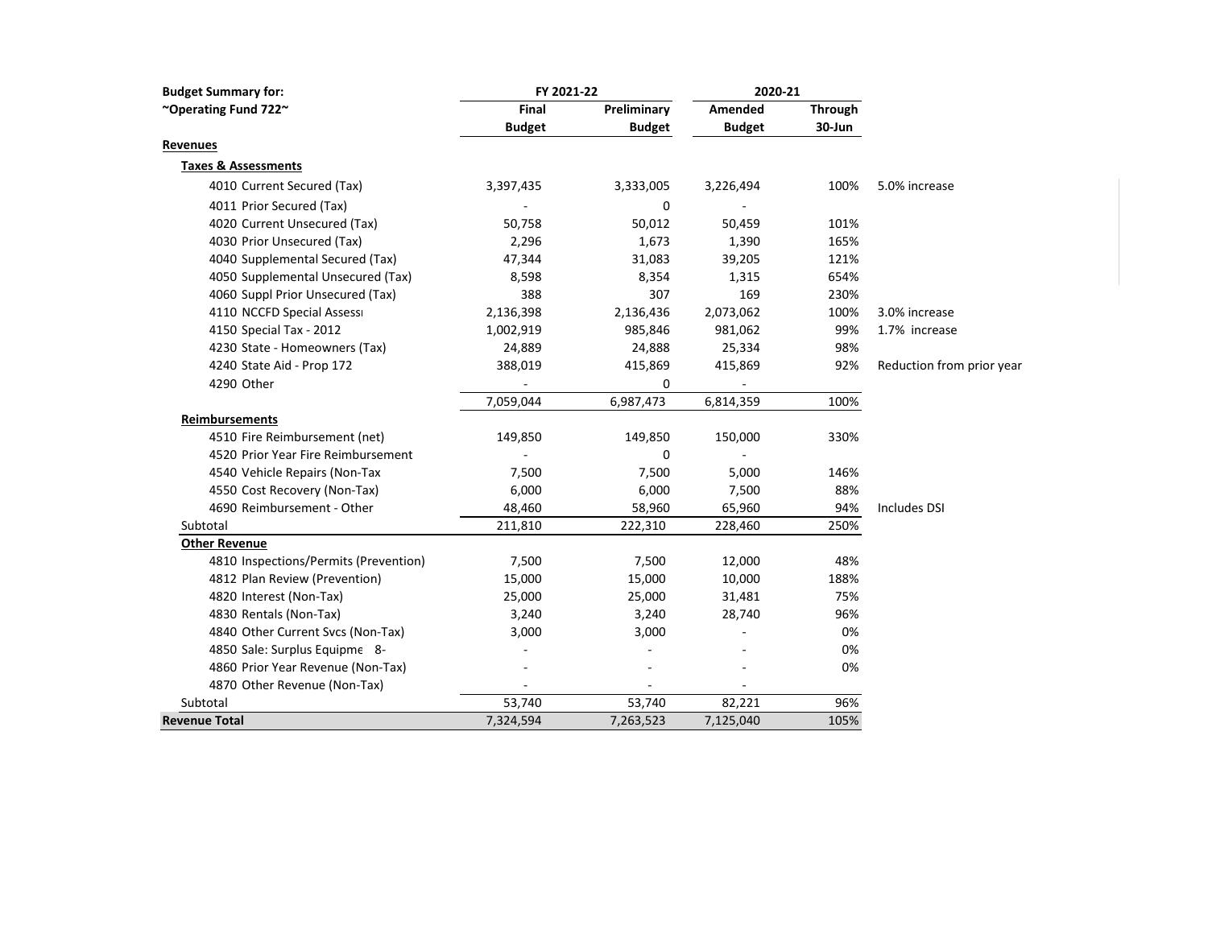| Budget Summary for: | FY 2021-22 | | 2020-21 | | |
|---|---|---|---|---|---|
| ~Operating Fund 722~ | Final Budget | Preliminary Budget | Amended Budget | Through 30-Jun | |
| **Revenues** | | | | | |
| **Taxes & Assessments** | | | | | |
| 4010 Current Secured (Tax) | 3,397,435 | 3,333,005 | 3,226,494 | 100% | 5.0% increase |
| 4011 Prior Secured (Tax) | - | 0 | - | | |
| 4020 Current Unsecured (Tax) | 50,758 | 50,012 | 50,459 | 101% | |
| 4030 Prior Unsecured (Tax) | 2,296 | 1,673 | 1,390 | 165% | |
| 4040 Supplemental Secured (Tax) | 47,344 | 31,083 | 39,205 | 121% | |
| 4050 Supplemental Unsecured (Tax) | 8,598 | 8,354 | 1,315 | 654% | |
| 4060 Suppl Prior Unsecured (Tax) | 388 | 307 | 169 | 230% | |
| 4110 NCCFD Special Assessı | 2,136,398 | 2,136,436 | 2,073,062 | 100% | 3.0% increase |
| 4150 Special Tax - 2012 | 1,002,919 | 985,846 | 981,062 | 99% | 1.7% increase |
| 4230 State - Homeowners (Tax) | 24,889 | 24,888 | 25,334 | 98% | |
| 4240 State Aid - Prop 172 | 388,019 | 415,869 | 415,869 | 92% | Reduction from prior year |
| 4290 Other | - | 0 | - | | |
| | 7,059,044 | 6,987,473 | 6,814,359 | 100% | |
| **Reimbursements** | | | | | |
| 4510 Fire Reimbursement (net) | 149,850 | 149,850 | 150,000 | 330% | |
| 4520 Prior Year Fire Reimbursement | - | 0 | - | | |
| 4540 Vehicle Repairs (Non-Tax | 7,500 | 7,500 | 5,000 | 146% | |
| 4550 Cost Recovery (Non-Tax) | 6,000 | 6,000 | 7,500 | 88% | |
| 4690 Reimbursement - Other | 48,460 | 58,960 | 65,960 | 94% | Includes DSI |
| Subtotal | 211,810 | 222,310 | 228,460 | 250% | |
| **Other Revenue** | | | | | |
| 4810 Inspections/Permits (Prevention) | 7,500 | 7,500 | 12,000 | 48% | |
| 4812 Plan Review (Prevention) | 15,000 | 15,000 | 10,000 | 188% | |
| 4820 Interest (Non-Tax) | 25,000 | 25,000 | 31,481 | 75% | |
| 4830 Rentals (Non-Tax) | 3,240 | 3,240 | 28,740 | 96% | |
| 4840 Other Current Svcs (Non-Tax) | 3,000 | 3,000 | - | 0% | |
| 4850 Sale: Surplus Equipme 8- | - | - | - | 0% | |
| 4860 Prior Year Revenue (Non-Tax) | - | - | - | 0% | |
| 4870 Other Revenue (Non-Tax) | - | - | - | | |
| Subtotal | 53,740 | 53,740 | 82,221 | 96% | |
| **Revenue Total** | 7,324,594 | 7,263,523 | 7,125,040 | 105% | |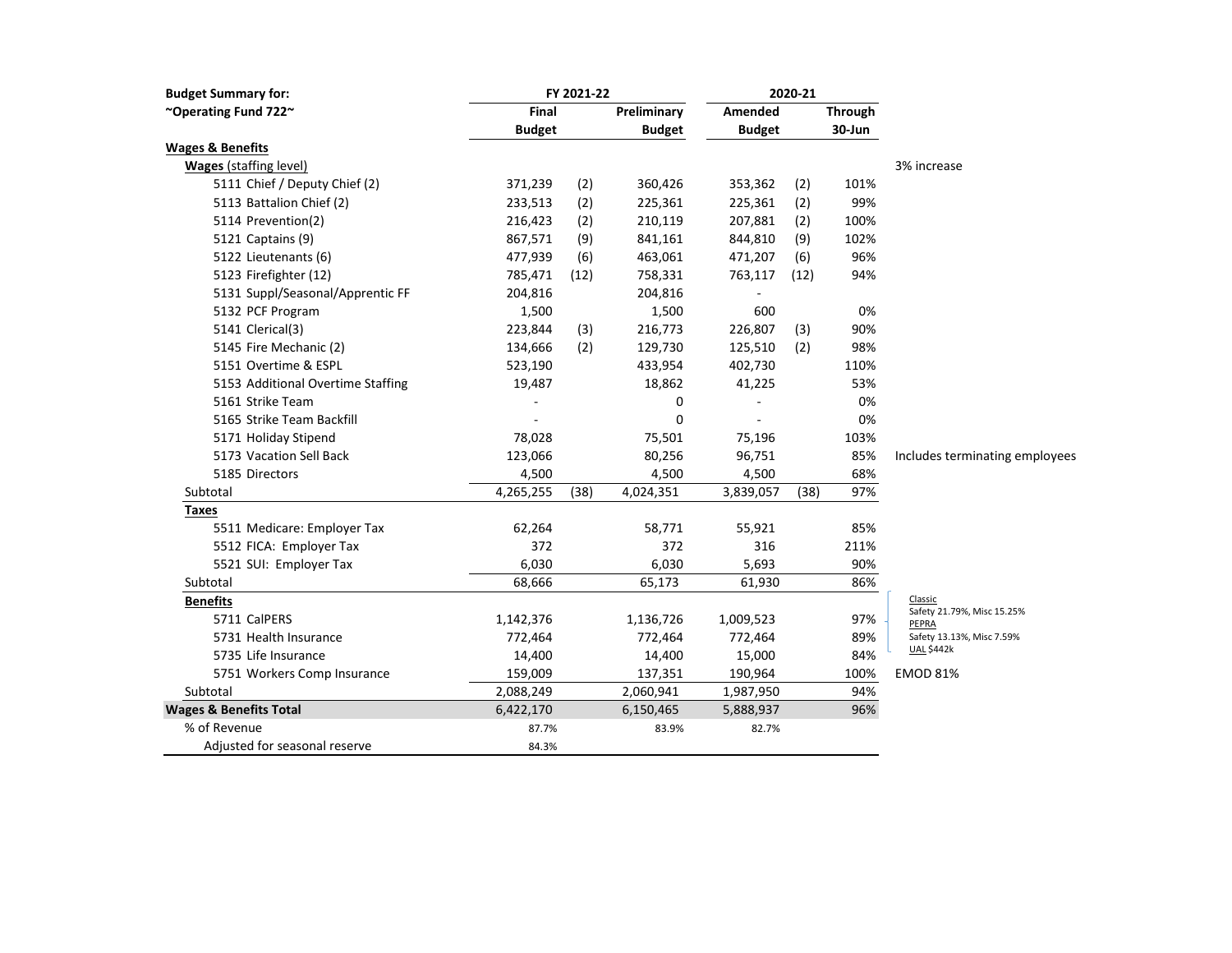| Budget Summary for: | FY 2021-22 | | | 2020-21 | | | |
|---|---|---|---|---|---|---|---|
| ~Operating Fund 722~ | Final Budget | | Preliminary Budget | Amended Budget | | Through 30-Jun | |
| **Wages & Benefits** | | | | | | | |
| **Wages** (staffing level) | | | | | | | 3% increase |
| 5111 Chief / Deputy Chief (2) | 371,239 | (2) | 360,426 | 353,362 | (2) | 101% | |
| 5113 Battalion Chief (2) | 233,513 | (2) | 225,361 | 225,361 | (2) | 99% | |
| 5114 Prevention(2) | 216,423 | (2) | 210,119 | 207,881 | (2) | 100% | |
| 5121 Captains (9) | 867,571 | (9) | 841,161 | 844,810 | (9) | 102% | |
| 5122 Lieutenants (6) | 477,939 | (6) | 463,061 | 471,207 | (6) | 96% | |
| 5123 Firefighter (12) | 785,471 | (12) | 758,331 | 763,117 | (12) | 94% | |
| 5131 Suppl/Seasonal/Apprentic FF | 204,816 | | 204,816 | - | | | |
| 5132 PCF Program | 1,500 | | 1,500 | 600 | | 0% | |
| 5141 Clerical(3) | 223,844 | (3) | 216,773 | 226,807 | (3) | 90% | |
| 5145 Fire Mechanic (2) | 134,666 | (2) | 129,730 | 125,510 | (2) | 98% | |
| 5151 Overtime & ESPL | 523,190 | | 433,954 | 402,730 | | 110% | |
| 5153 Additional Overtime Staffing | 19,487 | | 18,862 | 41,225 | | 53% | |
| 5161 Strike Team | - | | 0 | - | | 0% | |
| 5165 Strike Team Backfill | - | | 0 | - | | 0% | |
| 5171 Holiday Stipend | 78,028 | | 75,501 | 75,196 | | 103% | |
| 5173 Vacation Sell Back | 123,066 | | 80,256 | 96,751 | | 85% | Includes terminating employees |
| 5185 Directors | 4,500 | | 4,500 | 4,500 | | 68% | |
| Subtotal | 4,265,255 | (38) | 4,024,351 | 3,839,057 | (38) | 97% | |
| **Taxes** | | | | | | | |
| 5511 Medicare: Employer Tax | 62,264 | | 58,771 | 55,921 | | 85% | |
| 5512 FICA: Employer Tax | 372 | | 372 | 316 | | 211% | |
| 5521 SUI: Employer Tax | 6,030 | | 6,030 | 5,693 | | 90% | |
| Subtotal | 68,666 | | 65,173 | 61,930 | | 86% | |
| **Benefits** | | | | | | | |
| 5711 CalPERS | 1,142,376 | | 1,136,726 | 1,009,523 | | 97% | Classic: Safety 21.79%, Misc 15.25%; PEPRA: Safety 13.13%, Misc 7.59%; UAL $442k |
| 5731 Health Insurance | 772,464 | | 772,464 | 772,464 | | 89% | |
| 5735 Life Insurance | 14,400 | | 14,400 | 15,000 | | 84% | |
| 5751 Workers Comp Insurance | 159,009 | | 137,351 | 190,964 | | 100% | EMOD 81% |
| Subtotal | 2,088,249 | | 2,060,941 | 1,987,950 | | 94% | |
| **Wages & Benefits Total** | 6,422,170 | | 6,150,465 | 5,888,937 | | 96% | |
| % of Revenue | 87.7% | | 83.9% | 82.7% | | | |
| Adjusted for seasonal reserve | 84.3% | | | | | | |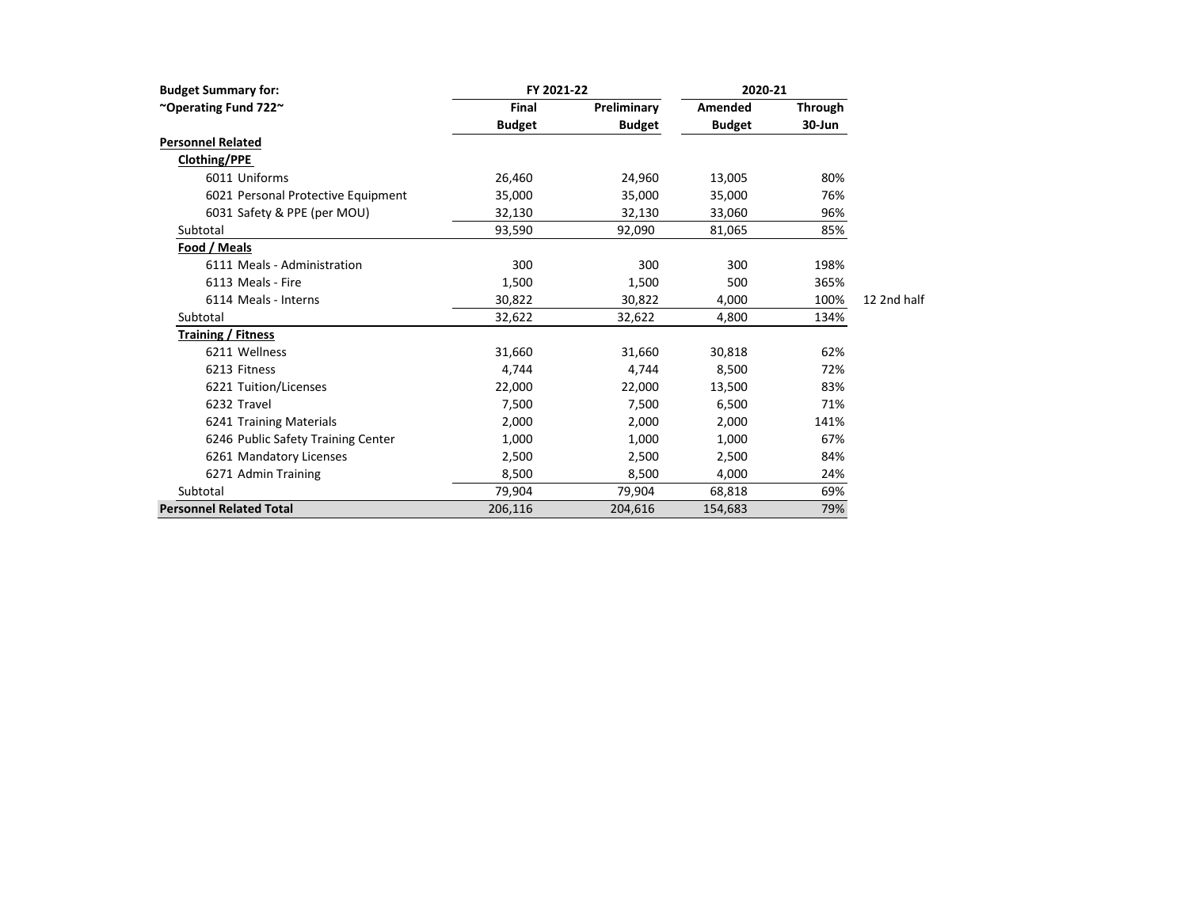| Budget Summary for: | FY 2021-22 | | 2020-21 | | |
|---|---|---|---|---|---|
| ~Operating Fund 722~ | Final Budget | Preliminary Budget | Amended Budget | Through 30-Jun | |
| **Personnel Related** | | | | | |
| **Clothing/PPE** | | | | | |
| 6011 Uniforms | 26,460 | 24,960 | 13,005 | 80% | |
| 6021 Personal Protective Equipment | 35,000 | 35,000 | 35,000 | 76% | |
| 6031 Safety & PPE (per MOU) | 32,130 | 32,130 | 33,060 | 96% | |
| Subtotal | 93,590 | 92,090 | 81,065 | 85% | |
| **Food / Meals** | | | | | |
| 6111 Meals - Administration | 300 | 300 | 300 | 198% | |
| 6113 Meals - Fire | 1,500 | 1,500 | 500 | 365% | |
| 6114 Meals - Interns | 30,822 | 30,822 | 4,000 | 100% | 12 2nd half |
| Subtotal | 32,622 | 32,622 | 4,800 | 134% | |
| **Training / Fitness** | | | | | |
| 6211 Wellness | 31,660 | 31,660 | 30,818 | 62% | |
| 6213 Fitness | 4,744 | 4,744 | 8,500 | 72% | |
| 6221 Tuition/Licenses | 22,000 | 22,000 | 13,500 | 83% | |
| 6232 Travel | 7,500 | 7,500 | 6,500 | 71% | |
| 6241 Training Materials | 2,000 | 2,000 | 2,000 | 141% | |
| 6246 Public Safety Training Center | 1,000 | 1,000 | 1,000 | 67% | |
| 6261 Mandatory Licenses | 2,500 | 2,500 | 2,500 | 84% | |
| 6271 Admin Training | 8,500 | 8,500 | 4,000 | 24% | |
| Subtotal | 79,904 | 79,904 | 68,818 | 69% | |
| **Personnel Related Total** | 206,116 | 204,616 | 154,683 | 79% | |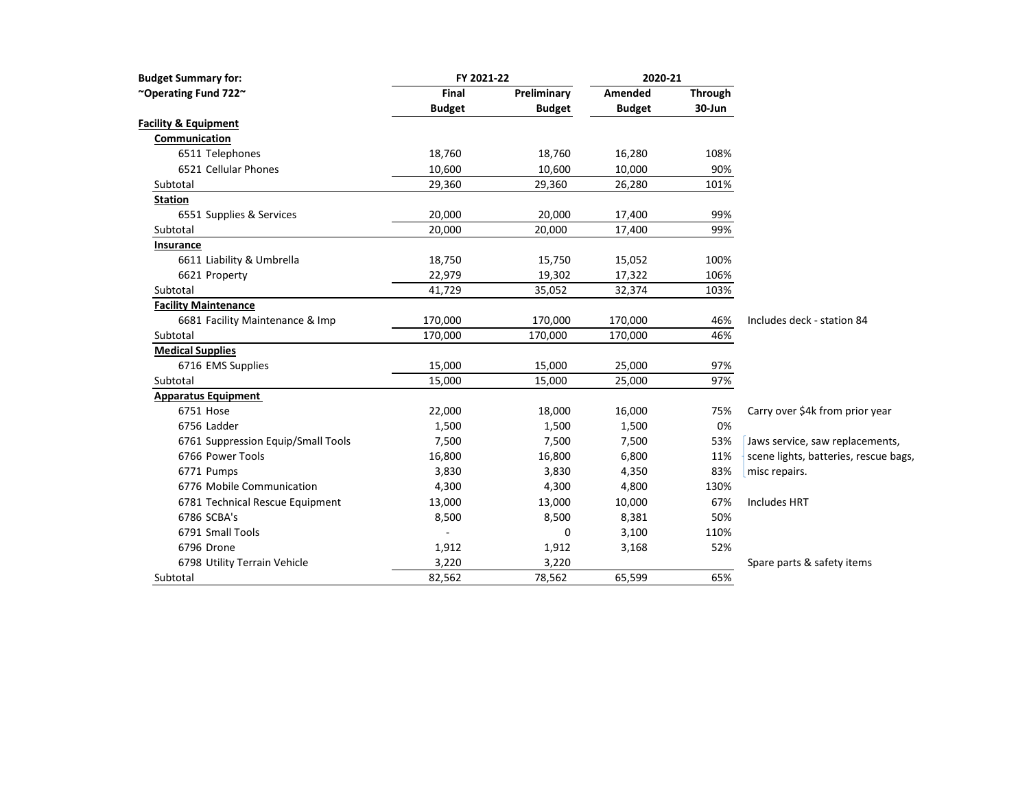| Budget Summary for: | FY 2021-22 | | 2020-21 | | |
|---|---|---|---|---|---|
| ~Operating Fund 722~ | Final Budget | Preliminary Budget | Amended Budget | Through 30-Jun | |
| **Facility & Equipment** | | | | | |
| **Communication** | | | | | |
| 6511 Telephones | 18,760 | 18,760 | 16,280 | 108% | |
| 6521 Cellular Phones | 10,600 | 10,600 | 10,000 | 90% | |
| Subtotal | 29,360 | 29,360 | 26,280 | 101% | |
| **Station** | | | | | |
| 6551 Supplies & Services | 20,000 | 20,000 | 17,400 | 99% | |
| Subtotal | 20,000 | 20,000 | 17,400 | 99% | |
| **Insurance** | | | | | |
| 6611 Liability & Umbrella | 18,750 | 15,750 | 15,052 | 100% | |
| 6621 Property | 22,979 | 19,302 | 17,322 | 106% | |
| Subtotal | 41,729 | 35,052 | 32,374 | 103% | |
| **Facility Maintenance** | | | | | |
| 6681 Facility Maintenance & Imp | 170,000 | 170,000 | 170,000 | 46% | Includes deck - station 84 |
| Subtotal | 170,000 | 170,000 | 170,000 | 46% | |
| **Medical Supplies** | | | | | |
| 6716 EMS Supplies | 15,000 | 15,000 | 25,000 | 97% | |
| Subtotal | 15,000 | 15,000 | 25,000 | 97% | |
| **Apparatus Equipment** | | | | | |
| 6751 Hose | 22,000 | 18,000 | 16,000 | 75% | Carry over $4k from prior year |
| 6756 Ladder | 1,500 | 1,500 | 1,500 | 0% | |
| 6761 Suppression Equip/Small Tools | 7,500 | 7,500 | 7,500 | 53% | Jaws service, saw replacements, |
| 6766 Power Tools | 16,800 | 16,800 | 6,800 | 11% | scene lights, batteries, rescue bags, |
| 6771 Pumps | 3,830 | 3,830 | 4,350 | 83% | misc repairs. |
| 6776 Mobile Communication | 4,300 | 4,300 | 4,800 | 130% | |
| 6781 Technical Rescue Equipment | 13,000 | 13,000 | 10,000 | 67% | Includes HRT |
| 6786 SCBA's | 8,500 | 8,500 | 8,381 | 50% | |
| 6791 Small Tools | - | 0 | 3,100 | 110% | |
| 6796 Drone | 1,912 | 1,912 | 3,168 | 52% | |
| 6798 Utility Terrain Vehicle | 3,220 | 3,220 | | | Spare parts & safety items |
| Subtotal | 82,562 | 78,562 | 65,599 | 65% | |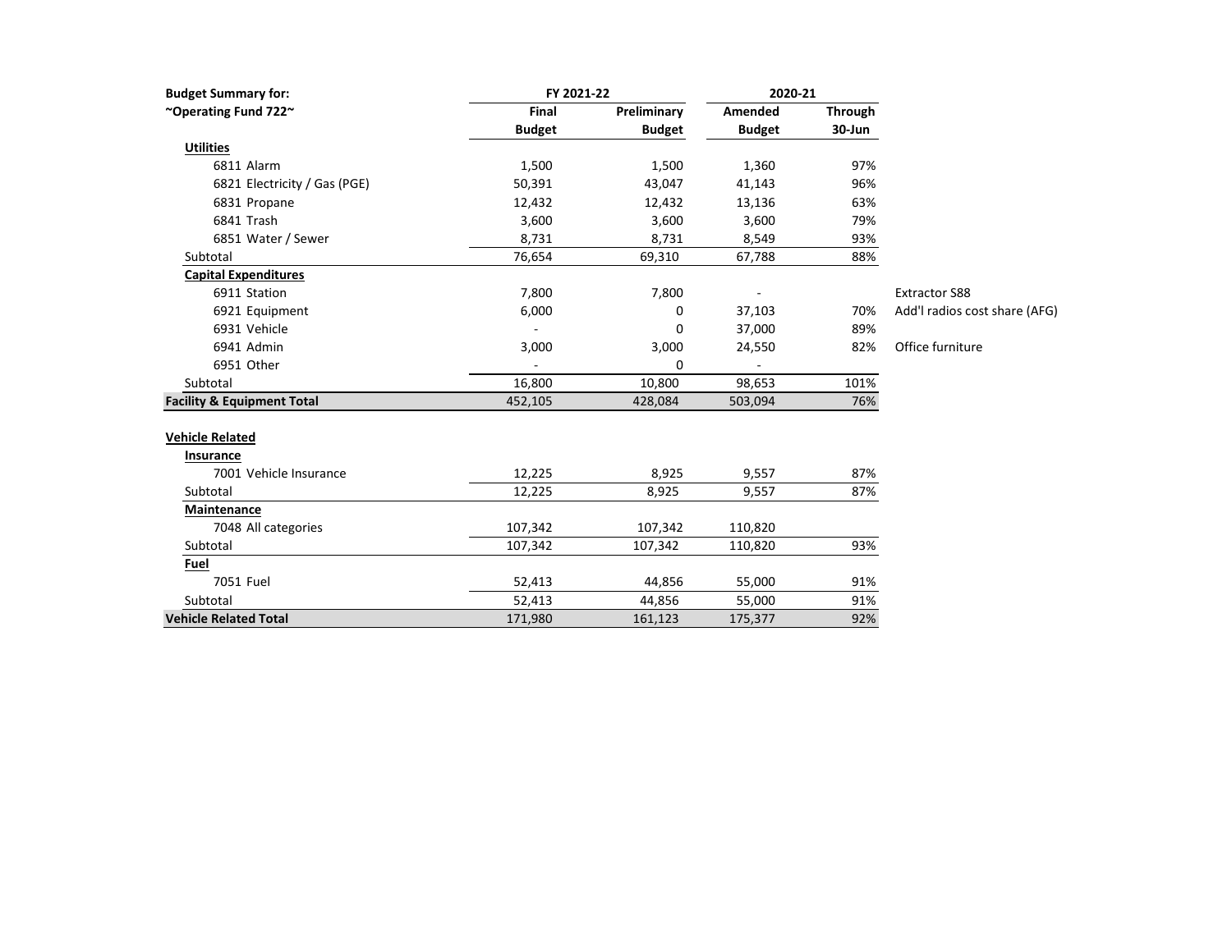| Budget Summary for: | FY 2021-22 | | 2020-21 | | |
|---|---|---|---|---|---|
| ~Operating Fund 722~ | Final Budget | Preliminary Budget | Amended Budget | Through 30-Jun | |
| **Utilities** | | | | | |
| 6811 Alarm | 1,500 | 1,500 | 1,360 | 97% | |
| 6821 Electricity / Gas (PGE) | 50,391 | 43,047 | 41,143 | 96% | |
| 6831 Propane | 12,432 | 12,432 | 13,136 | 63% | |
| 6841 Trash | 3,600 | 3,600 | 3,600 | 79% | |
| 6851 Water / Sewer | 8,731 | 8,731 | 8,549 | 93% | |
| Subtotal | 76,654 | 69,310 | 67,788 | 88% | |
| **Capital Expenditures** | | | | | |
| 6911 Station | 7,800 | 7,800 | - | | Extractor S88 |
| 6921 Equipment | 6,000 | 0 | 37,103 | 70% | Add'l radios cost share (AFG) |
| 6931 Vehicle | - | 0 | 37,000 | 89% | |
| 6941 Admin | 3,000 | 3,000 | 24,550 | 82% | Office furniture |
| 6951 Other | - | 0 | - | | |
| Subtotal | 16,800 | 10,800 | 98,653 | 101% | |
| **Facility & Equipment Total** | 452,105 | 428,084 | 503,094 | 76% | |
| | | | | | |
| **Vehicle Related** | | | | | |
| **Insurance** | | | | | |
| 7001 Vehicle Insurance | 12,225 | 8,925 | 9,557 | 87% | |
| Subtotal | 12,225 | 8,925 | 9,557 | 87% | |
| **Maintenance** | | | | | |
| 7048 All categories | 107,342 | 107,342 | 110,820 | | |
| Subtotal | 107,342 | 107,342 | 110,820 | 93% | |
| **Fuel** | | | | | |
| 7051 Fuel | 52,413 | 44,856 | 55,000 | 91% | |
| Subtotal | 52,413 | 44,856 | 55,000 | 91% | |
| **Vehicle Related Total** | 171,980 | 161,123 | 175,377 | 92% | |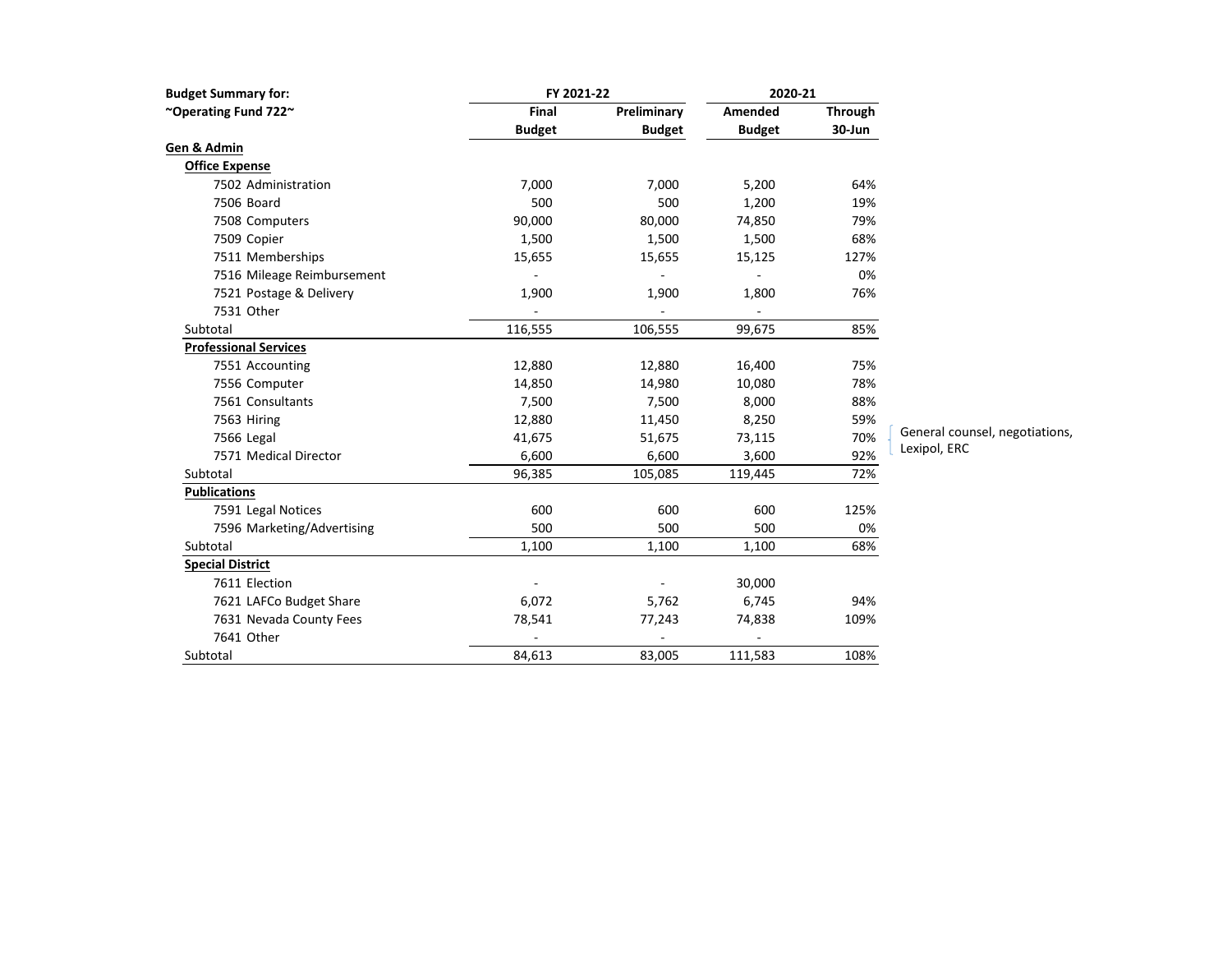| Budget Summary for: | FY 2021-22 | | 2020-21 | | |
|---|---|---|---|---|---|
| ~Operating Fund 722~ | Final Budget | Preliminary Budget | Amended Budget | Through 30-Jun | |
| **Gen & Admin** | | | | | |
| **Office Expense** | | | | | |
| 7502 Administration | 7,000 | 7,000 | 5,200 | 64% | |
| 7506 Board | 500 | 500 | 1,200 | 19% | |
| 7508 Computers | 90,000 | 80,000 | 74,850 | 79% | |
| 7509 Copier | 1,500 | 1,500 | 1,500 | 68% | |
| 7511 Memberships | 15,655 | 15,655 | 15,125 | 127% | |
| 7516 Mileage Reimbursement | - | - | - | 0% | |
| 7521 Postage & Delivery | 1,900 | 1,900 | 1,800 | 76% | |
| 7531 Other | - | - | - | | |
| Subtotal | 116,555 | 106,555 | 99,675 | 85% | |
| **Professional Services** | | | | | |
| 7551 Accounting | 12,880 | 12,880 | 16,400 | 75% | |
| 7556 Computer | 14,850 | 14,980 | 10,080 | 78% | |
| 7561 Consultants | 7,500 | 7,500 | 8,000 | 88% | |
| 7563 Hiring | 12,880 | 11,450 | 8,250 | 59% | |
| 7566 Legal | 41,675 | 51,675 | 73,115 | 70% | General counsel, negotiations, Lexipol, ERC |
| 7571 Medical Director | 6,600 | 6,600 | 3,600 | 92% | |
| Subtotal | 96,385 | 105,085 | 119,445 | 72% | |
| **Publications** | | | | | |
| 7591 Legal Notices | 600 | 600 | 600 | 125% | |
| 7596 Marketing/Advertising | 500 | 500 | 500 | 0% | |
| Subtotal | 1,100 | 1,100 | 1,100 | 68% | |
| **Special District** | | | | | |
| 7611 Election | - | - | 30,000 | | |
| 7621 LAFCo Budget Share | 6,072 | 5,762 | 6,745 | 94% | |
| 7631 Nevada County Fees | 78,541 | 77,243 | 74,838 | 109% | |
| 7641 Other | - | - | - | | |
| Subtotal | 84,613 | 83,005 | 111,583 | 108% | |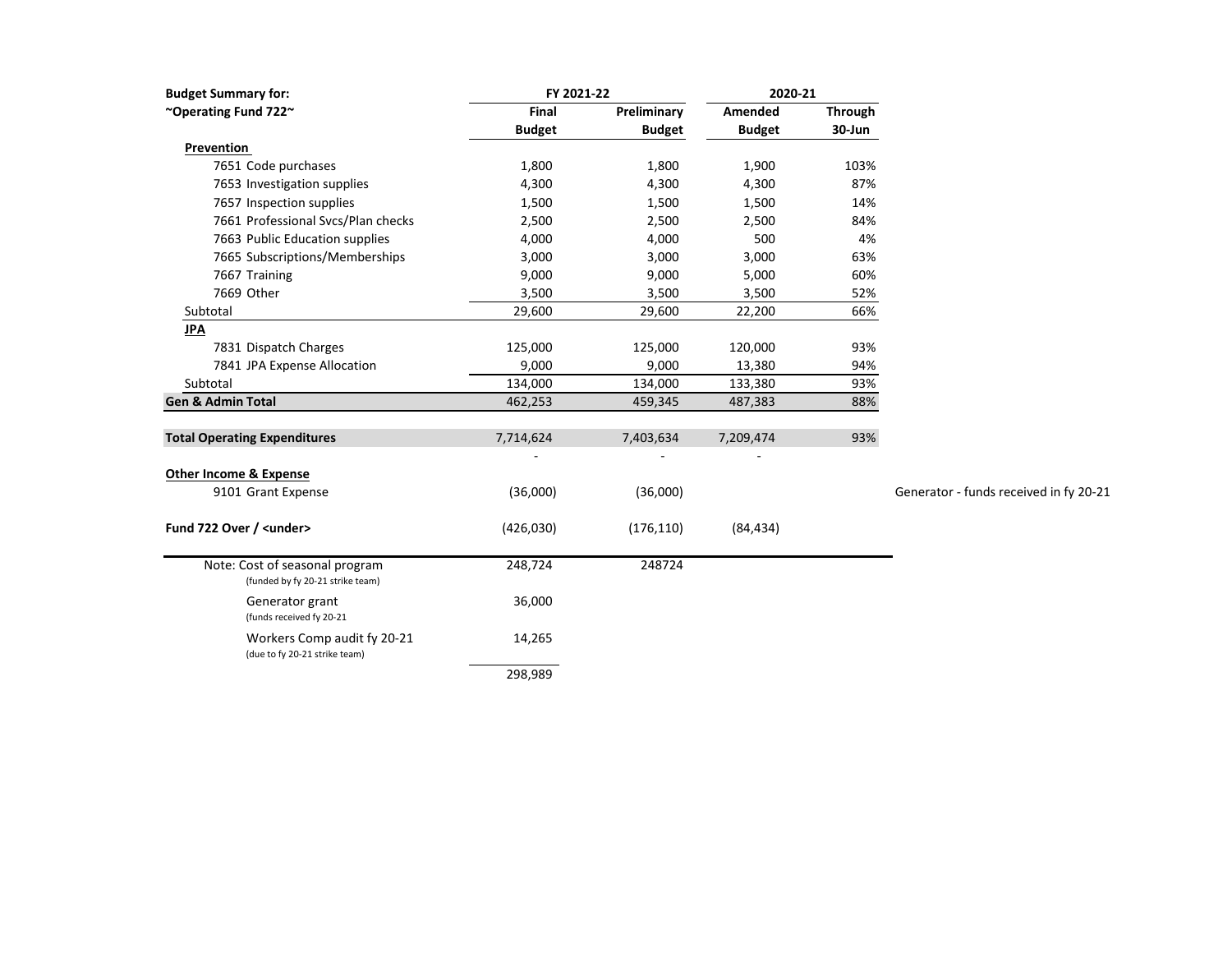| Budget Summary for: | FY 2021-22 | | 2020-21 | | |
|---|---|---|---|---|---|
| ~Operating Fund 722~ | Final Budget | Preliminary Budget | Amended Budget | Through 30-Jun | |
| **Prevention** | | | | | |
| 7651 Code purchases | 1,800 | 1,800 | 1,900 | 103% | |
| 7653 Investigation supplies | 4,300 | 4,300 | 4,300 | 87% | |
| 7657 Inspection supplies | 1,500 | 1,500 | 1,500 | 14% | |
| 7661 Professional Svcs/Plan checks | 2,500 | 2,500 | 2,500 | 84% | |
| 7663 Public Education supplies | 4,000 | 4,000 | 500 | 4% | |
| 7665 Subscriptions/Memberships | 3,000 | 3,000 | 3,000 | 63% | |
| 7667 Training | 9,000 | 9,000 | 5,000 | 60% | |
| 7669 Other | 3,500 | 3,500 | 3,500 | 52% | |
| Subtotal | 29,600 | 29,600 | 22,200 | 66% | |
| **JPA** | | | | | |
| 7831 Dispatch Charges | 125,000 | 125,000 | 120,000 | 93% | |
| 7841 JPA Expense Allocation | 9,000 | 9,000 | 13,380 | 94% | |
| Subtotal | 134,000 | 134,000 | 133,380 | 93% | |
| **Gen & Admin Total** | 462,253 | 459,345 | 487,383 | 88% | |
| | | | | | |
| **Total Operating Expenditures** | 7,714,624 | 7,403,634 | 7,209,474 | 93% | |
| | - | - | - | | |
| **Other Income & Expense** | | | | | |
| 9101 Grant Expense | (36,000) | (36,000) | | | Generator - funds received in fy 20-21 |
| | | | | | |
| **Fund 722 Over / <under>** | (426,030) | (176,110) | (84,434) | | |

| Note: | | |
|---|---|---|
| Cost of seasonal program (funded by fy 20-21 strike team) | 248,724 | 248724 |
| Generator grant (funds received fy 20-21 | 36,000 | |
| Workers Comp audit fy 20-21 (due to fy 20-21 strike team) | 14,265 | |
| | 298,989 | |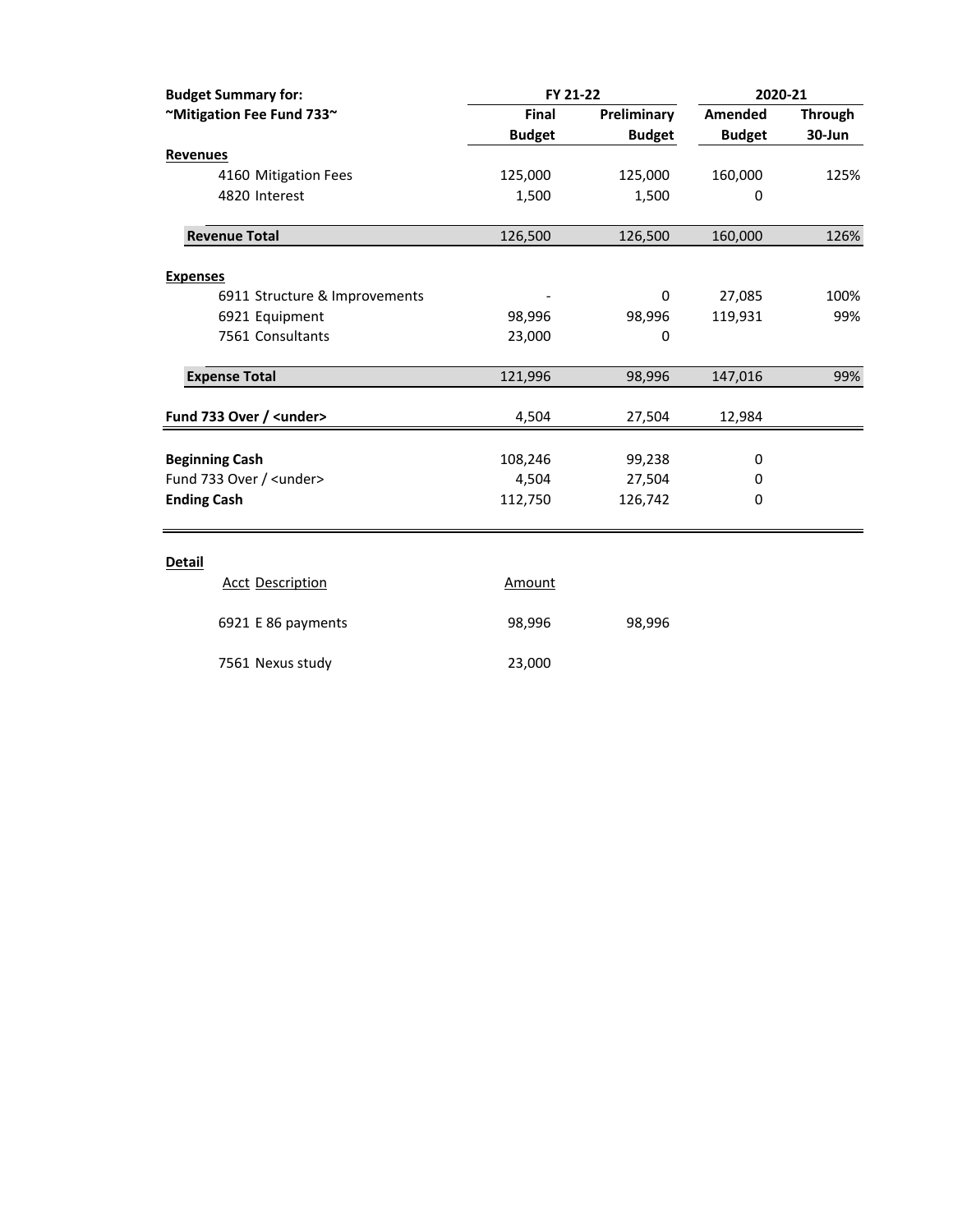| Budget Summary for: | FY 21-22 | | 2020-21 | |
|---|---|---|---|---|
| ~Mitigation Fee Fund 733~ | Final Budget | Preliminary Budget | Amended Budget | Through 30-Jun |
| **Revenues** | | | | |
| 4160 Mitigation Fees | 125,000 | 125,000 | 160,000 | 125% |
| 4820 Interest | 1,500 | 1,500 | 0 | |
| **Revenue Total** | 126,500 | 126,500 | 160,000 | 126% |
| **Expenses** | | | | |
| 6911 Structure & Improvements | - | 0 | 27,085 | 100% |
| 6921 Equipment | 98,996 | 98,996 | 119,931 | 99% |
| 7561 Consultants | 23,000 | 0 | | |
| **Expense Total** | 121,996 | 98,996 | 147,016 | 99% |
| **Fund 733 Over / <under>** | 4,504 | 27,504 | 12,984 | |
| **Beginning Cash** | 108,246 | 99,238 | 0 | |
| Fund 733 Over / <under> | 4,504 | 27,504 | 0 | |
| **Ending Cash** | 112,750 | 126,742 | 0 | |

**Detail**

| Acct Description | Amount | |
|---|---|---|
| 6921 E 86 payments | 98,996 | 98,996 |
| 7561 Nexus study | 23,000 | |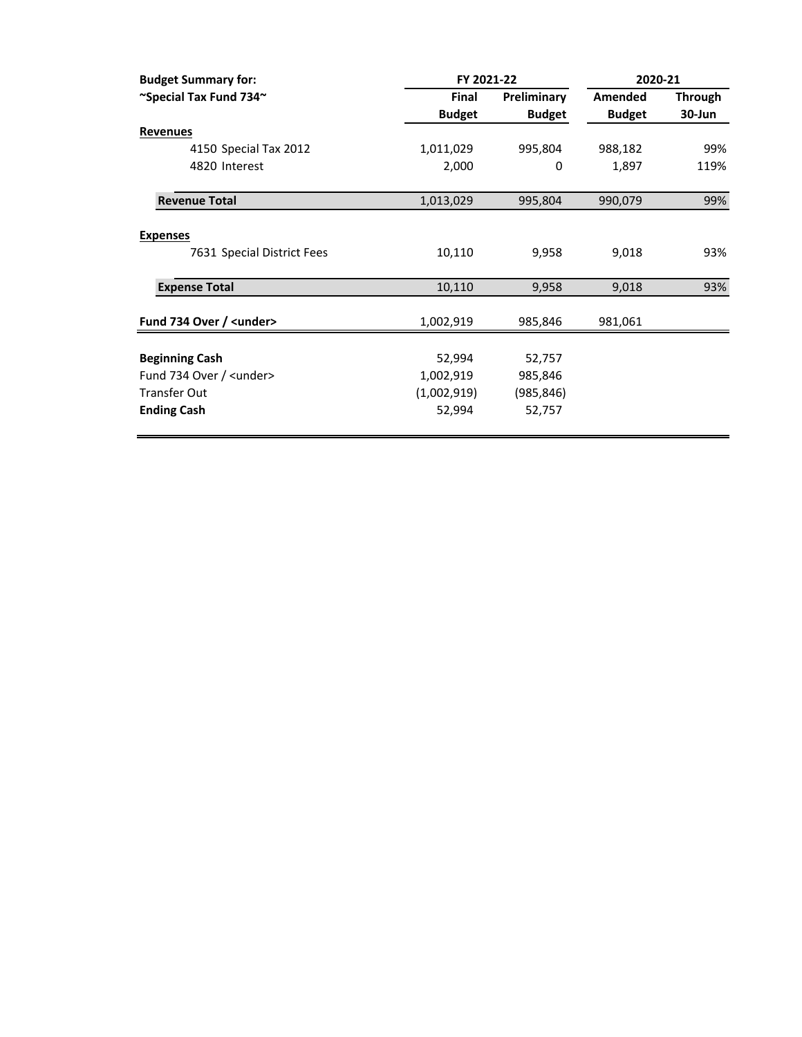| Budget Summary for: | FY 2021-22 | | 2020-21 | |
|---|---|---|---|---|
| **~Special Tax Fund 734~** | **Final Budget** | **Preliminary Budget** | **Amended Budget** | **Through 30-Jun** |
| **Revenues** | | | | |
| 4150 Special Tax 2012 | 1,011,029 | 995,804 | 988,182 | 99% |
| 4820 Interest | 2,000 | 0 | 1,897 | 119% |
| **Revenue Total** | 1,013,029 | 995,804 | 990,079 | 99% |
| **Expenses** | | | | |
| 7631 Special District Fees | 10,110 | 9,958 | 9,018 | 93% |
| **Expense Total** | 10,110 | 9,958 | 9,018 | 93% |
| **Fund 734 Over / <under>** | 1,002,919 | 985,846 | 981,061 | |
| **Beginning Cash** | 52,994 | 52,757 | | |
| Fund 734 Over / <under> | 1,002,919 | 985,846 | | |
| Transfer Out | (1,002,919) | (985,846) | | |
| **Ending Cash** | 52,994 | 52,757 | | |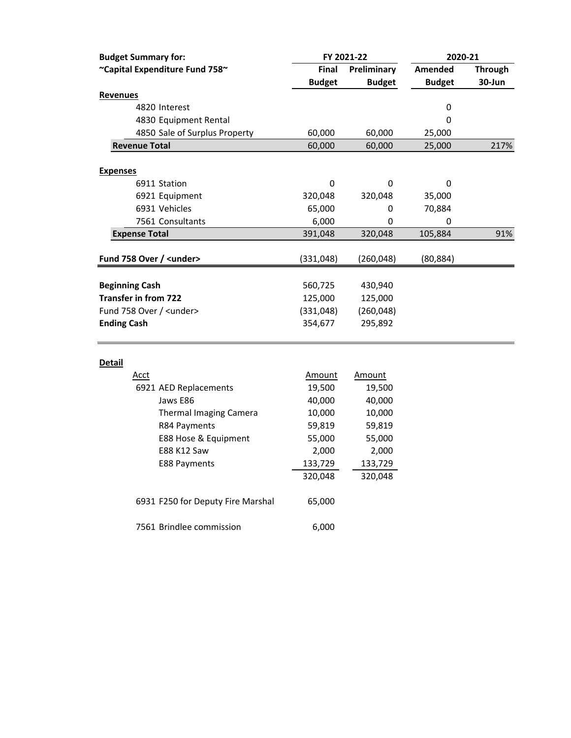| Budget Summary for: | FY 2021-22 | | 2020-21 | |
|---|---|---|---|---|
| ~Capital Expenditure Fund 758~ | Final Budget | Preliminary Budget | Amended Budget | Through 30-Jun |
| **Revenues** | | | | |
| 4820 Interest | | | 0 | |
| 4830 Equipment Rental | | | 0 | |
| 4850 Sale of Surplus Property | 60,000 | 60,000 | 25,000 | |
| **Revenue Total** | 60,000 | 60,000 | 25,000 | 217% |
| **Expenses** | | | | |
| 6911 Station | 0 | 0 | 0 | |
| 6921 Equipment | 320,048 | 320,048 | 35,000 | |
| 6931 Vehicles | 65,000 | 0 | 70,884 | |
| 7561 Consultants | 6,000 | 0 | 0 | |
| **Expense Total** | 391,048 | 320,048 | 105,884 | 91% |
| **Fund 758 Over / <under>** | (331,048) | (260,048) | (80,884) | |
| **Beginning Cash** | 560,725 | 430,940 | | |
| **Transfer in from 722** | 125,000 | 125,000 | | |
| Fund 758 Over / <under> | (331,048) | (260,048) | | |
| **Ending Cash** | 354,677 | 295,892 | | |

**Detail**

| Acct | Amount | Amount |
|---|---|---|
| 6921 AED Replacements | 19,500 | 19,500 |
| Jaws E86 | 40,000 | 40,000 |
| Thermal Imaging Camera | 10,000 | 10,000 |
| R84 Payments | 59,819 | 59,819 |
| E88 Hose & Equipment | 55,000 | 55,000 |
| E88 K12 Saw | 2,000 | 2,000 |
| E88 Payments | 133,729 | 133,729 |
| | 320,048 | 320,048 |
| 6931 F250 for Deputy Fire Marshal | 65,000 | |
| 7561 Brindlee commission | 6,000 | |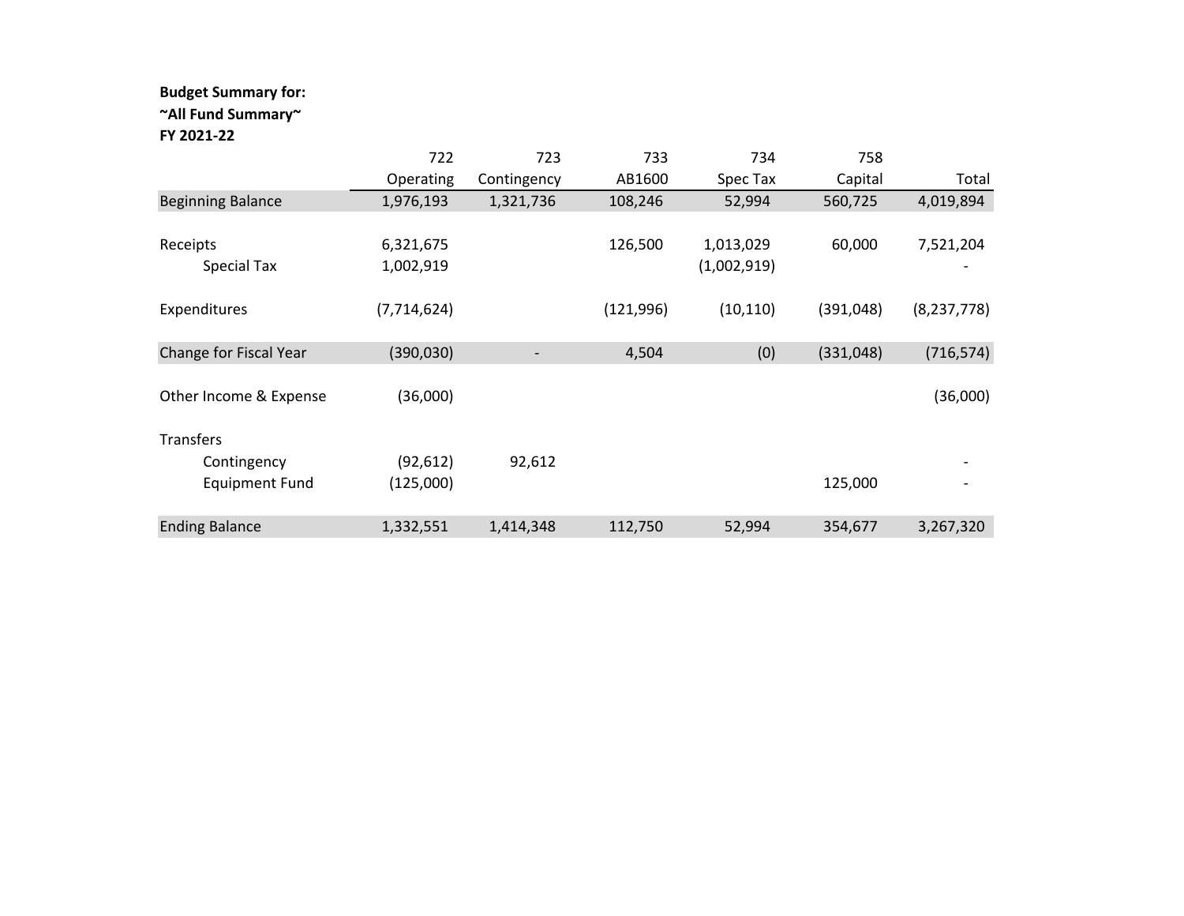**Budget Summary for:**
**~All Fund Summary~**
**FY 2021-22**

| | 722 Operating | 723 Contingency | 733 AB1600 | 734 Spec Tax | 758 Capital | Total |
|---|---|---|---|---|---|---|
| Beginning Balance | 1,976,193 | 1,321,736 | 108,246 | 52,994 | 560,725 | 4,019,894 |
| | | | | | | |
| Receipts | 6,321,675 | | 126,500 | 1,013,029 | 60,000 | 7,521,204 |
| Special Tax | 1,002,919 | | | (1,002,919) | | - |
| | | | | | | |
| Expenditures | (7,714,624) | | (121,996) | (10,110) | (391,048) | (8,237,778) |
| | | | | | | |
| Change for Fiscal Year | (390,030) | - | 4,504 | (0) | (331,048) | (716,574) |
| | | | | | | |
| Other Income & Expense | (36,000) | | | | | (36,000) |
| | | | | | | |
| Transfers | | | | | | |
| Contingency | (92,612) | 92,612 | | | | - |
| Equipment Fund | (125,000) | | | | 125,000 | - |
| | | | | | | |
| Ending Balance | 1,332,551 | 1,414,348 | 112,750 | 52,994 | 354,677 | 3,267,320 |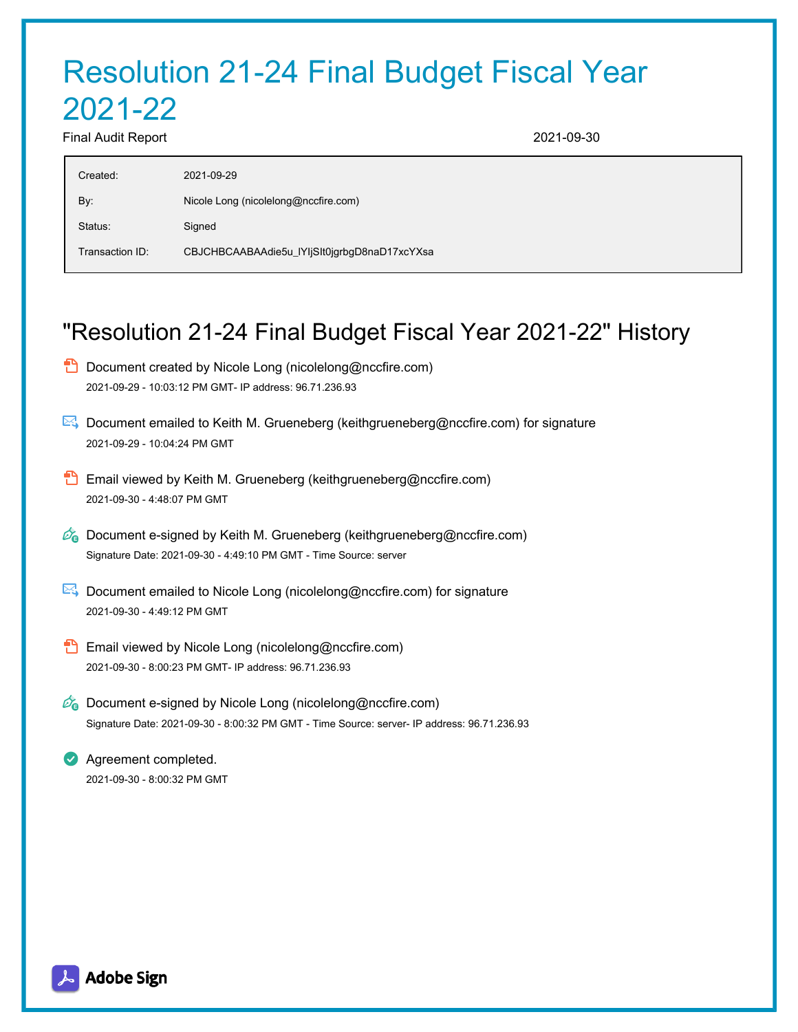# Resolution 21-24 Final Budget Fiscal Year 2021-22

Final Audit Report 2021-09-30

| | |
|---|---|
| Created: | 2021-09-29 |
| By: | Nicole Long (nicolelong@nccfire.com) |
| Status: | Signed |
| Transaction ID: | CBJCHBCAABAAdie5u_lYIjSIt0jgrbgD8naD17xcYXsa |

## "Resolution 21-24 Final Budget Fiscal Year 2021-22" History

- Document created by Nicole Long (nicolelong@nccfire.com)
  2021-09-29 - 10:03:12 PM GMT- IP address: 96.71.236.93

- Document emailed to Keith M. Grueneberg (keithgrueneberg@nccfire.com) for signature
  2021-09-29 - 10:04:24 PM GMT

- Email viewed by Keith M. Grueneberg (keithgrueneberg@nccfire.com)
  2021-09-30 - 4:48:07 PM GMT

- Document e-signed by Keith M. Grueneberg (keithgrueneberg@nccfire.com)
  Signature Date: 2021-09-30 - 4:49:10 PM GMT - Time Source: server

- Document emailed to Nicole Long (nicolelong@nccfire.com) for signature
  2021-09-30 - 4:49:12 PM GMT

- Email viewed by Nicole Long (nicolelong@nccfire.com)
  2021-09-30 - 8:00:23 PM GMT- IP address: 96.71.236.93

- Document e-signed by Nicole Long (nicolelong@nccfire.com)
  Signature Date: 2021-09-30 - 8:00:32 PM GMT - Time Source: server- IP address: 96.71.236.93

- Agreement completed.
  2021-09-30 - 8:00:32 PM GMT

Adobe Sign